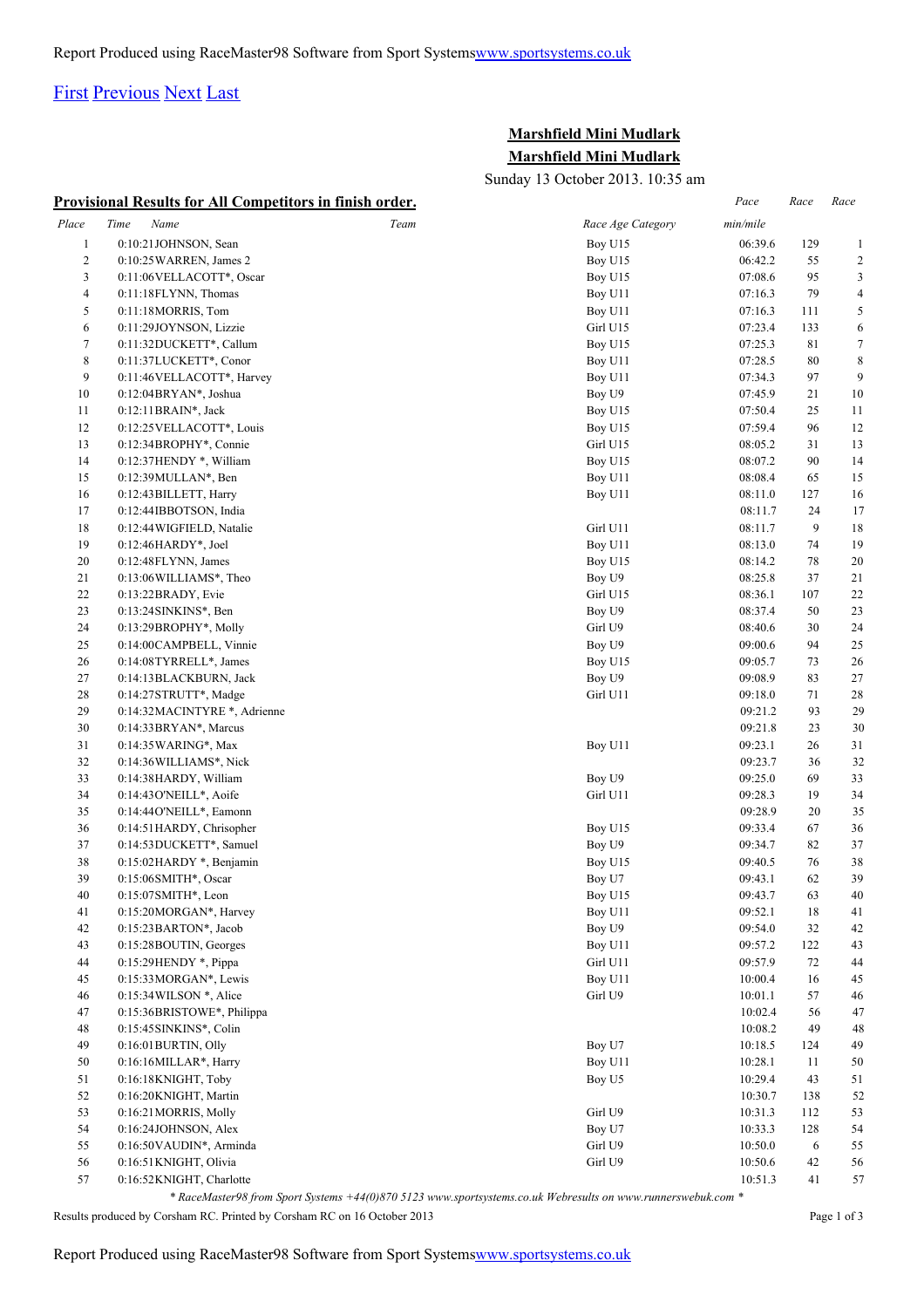Report Produced using RaceMaster98 Software from Sport Systems[www.sportsystems.co.uk](http://www.sportsystems.co.uk)

First Previous Next Last

## Marshfield Mini Mudlark

## Marshfield Mini Mudlark

Sunday 13 October 2013. 10:35 am

**Provisional Results for All Competitors in finish order.**

| Place | Time | Name | Team | Race Age Category | Pace min/mile | Race | Race |
|---|---|---|---|---|---|---|---|
| 1 | 0:10:21 | JOHNSON, Sean | | Boy U15 | 06:39.6 | 129 | 1 |
| 2 | 0:10:25 | WARREN, James 2 | | Boy U15 | 06:42.2 | 55 | 2 |
| 3 | 0:11:06 | VELLACOTT*, Oscar | | Boy U15 | 07:08.6 | 95 | 3 |
| 4 | 0:11:18 | FLYNN, Thomas | | Boy U11 | 07:16.3 | 79 | 4 |
| 5 | 0:11:18 | MORRIS, Tom | | Boy U11 | 07:16.3 | 111 | 5 |
| 6 | 0:11:29 | JOYNSON, Lizzie | | Girl U15 | 07:23.4 | 133 | 6 |
| 7 | 0:11:32 | DUCKETT*, Callum | | Boy U15 | 07:25.3 | 81 | 7 |
| 8 | 0:11:37 | LUCKETT*, Conor | | Boy U11 | 07:28.5 | 80 | 8 |
| 9 | 0:11:46 | VELLACOTT*, Harvey | | Boy U11 | 07:34.3 | 97 | 9 |
| 10 | 0:12:04 | BRYAN*, Joshua | | Boy U9 | 07:45.9 | 21 | 10 |
| 11 | 0:12:11 | BRAIN*, Jack | | Boy U15 | 07:50.4 | 25 | 11 |
| 12 | 0:12:25 | VELLACOTT*, Louis | | Boy U15 | 07:59.4 | 96 | 12 |
| 13 | 0:12:34 | BROPHY*, Connie | | Girl U15 | 08:05.2 | 31 | 13 |
| 14 | 0:12:37 | HENDY *, William | | Boy U15 | 08:07.2 | 90 | 14 |
| 15 | 0:12:39 | MULLAN*, Ben | | Boy U11 | 08:08.4 | 65 | 15 |
| 16 | 0:12:43 | BILLETT, Harry | | Boy U11 | 08:11.0 | 127 | 16 |
| 17 | 0:12:44 | IBBOTSON, India | | | 08:11.7 | 24 | 17 |
| 18 | 0:12:44 | WIGFIELD, Natalie | | Girl U11 | 08:11.7 | 9 | 18 |
| 19 | 0:12:46 | HARDY*, Joel | | Boy U11 | 08:13.0 | 74 | 19 |
| 20 | 0:12:48 | FLYNN, James | | Boy U15 | 08:14.2 | 78 | 20 |
| 21 | 0:13:06 | WILLIAMS*, Theo | | Boy U9 | 08:25.8 | 37 | 21 |
| 22 | 0:13:22 | BRADY, Evie | | Girl U15 | 08:36.1 | 107 | 22 |
| 23 | 0:13:24 | SINKINS*, Ben | | Boy U9 | 08:37.4 | 50 | 23 |
| 24 | 0:13:29 | BROPHY*, Molly | | Girl U9 | 08:40.6 | 30 | 24 |
| 25 | 0:14:00 | CAMPBELL, Vinnie | | Boy U9 | 09:00.6 | 94 | 25 |
| 26 | 0:14:08 | TYRRELL*, James | | Boy U15 | 09:05.7 | 73 | 26 |
| 27 | 0:14:13 | BLACKBURN, Jack | | Boy U9 | 09:08.9 | 83 | 27 |
| 28 | 0:14:27 | STRUTT*, Madge | | Girl U11 | 09:18.0 | 71 | 28 |
| 29 | 0:14:32 | MACINTYRE *, Adrienne | | | 09:21.2 | 93 | 29 |
| 30 | 0:14:33 | BRYAN*, Marcus | | | 09:21.8 | 23 | 30 |
| 31 | 0:14:35 | WARING*, Max | | Boy U11 | 09:23.1 | 26 | 31 |
| 32 | 0:14:36 | WILLIAMS*, Nick | | | 09:23.7 | 36 | 32 |
| 33 | 0:14:38 | HARDY, William | | Boy U9 | 09:25.0 | 69 | 33 |
| 34 | 0:14:43 | O'NEILL*, Aoife | | Girl U11 | 09:28.3 | 19 | 34 |
| 35 | 0:14:44 | O'NEILL*, Eamonn | | | 09:28.9 | 20 | 35 |
| 36 | 0:14:51 | HARDY, Chrisopher | | Boy U15 | 09:33.4 | 67 | 36 |
| 37 | 0:14:53 | DUCKETT*, Samuel | | Boy U9 | 09:34.7 | 82 | 37 |
| 38 | 0:15:02 | HARDY *, Benjamin | | Boy U15 | 09:40.5 | 76 | 38 |
| 39 | 0:15:06 | SMITH*, Oscar | | Boy U7 | 09:43.1 | 62 | 39 |
| 40 | 0:15:07 | SMITH*, Leon | | Boy U15 | 09:43.7 | 63 | 40 |
| 41 | 0:15:20 | MORGAN*, Harvey | | Boy U11 | 09:52.1 | 18 | 41 |
| 42 | 0:15:23 | BARTON*, Jacob | | Boy U9 | 09:54.0 | 32 | 42 |
| 43 | 0:15:28 | BOUTIN, Georges | | Boy U11 | 09:57.2 | 122 | 43 |
| 44 | 0:15:29 | HENDY *, Pippa | | Girl U11 | 09:57.9 | 72 | 44 |
| 45 | 0:15:33 | MORGAN*, Lewis | | Boy U11 | 10:00.4 | 16 | 45 |
| 46 | 0:15:34 | WILSON *, Alice | | Girl U9 | 10:01.1 | 57 | 46 |
| 47 | 0:15:36 | BRISTOWE*, Philippa | | | 10:02.4 | 56 | 47 |
| 48 | 0:15:45 | SINKINS*, Colin | | | 10:08.2 | 49 | 48 |
| 49 | 0:16:01 | BURTIN, Olly | | Boy U7 | 10:18.5 | 124 | 49 |
| 50 | 0:16:16 | MILLAR*, Harry | | Boy U11 | 10:28.1 | 11 | 50 |
| 51 | 0:16:18 | KNIGHT, Toby | | Boy U5 | 10:29.4 | 43 | 51 |
| 52 | 0:16:20 | KNIGHT, Martin | | | 10:30.7 | 138 | 52 |
| 53 | 0:16:21 | MORRIS, Molly | | Girl U9 | 10:31.3 | 112 | 53 |
| 54 | 0:16:24 | JOHNSON, Alex | | Boy U7 | 10:33.3 | 128 | 54 |
| 55 | 0:16:50 | VAUDIN*, Arminda | | Girl U9 | 10:50.0 | 6 | 55 |
| 56 | 0:16:51 | KNIGHT, Olivia | | Girl U9 | 10:50.6 | 42 | 56 |
| 57 | 0:16:52 | KNIGHT, Charlotte | | | 10:51.3 | 41 | 57 |

*\* RaceMaster98 from Sport Systems +44(0)870 5123 www.sportsystems.co.uk Webresults on www.runnerswebuk.com \**

Results produced by Corsham RC. Printed by Corsham RC on 16 October 2013

Report Produced using RaceMaster98 Software from Sport Systems[www.sportsystems.co.uk](http://www.sportsystems.co.uk)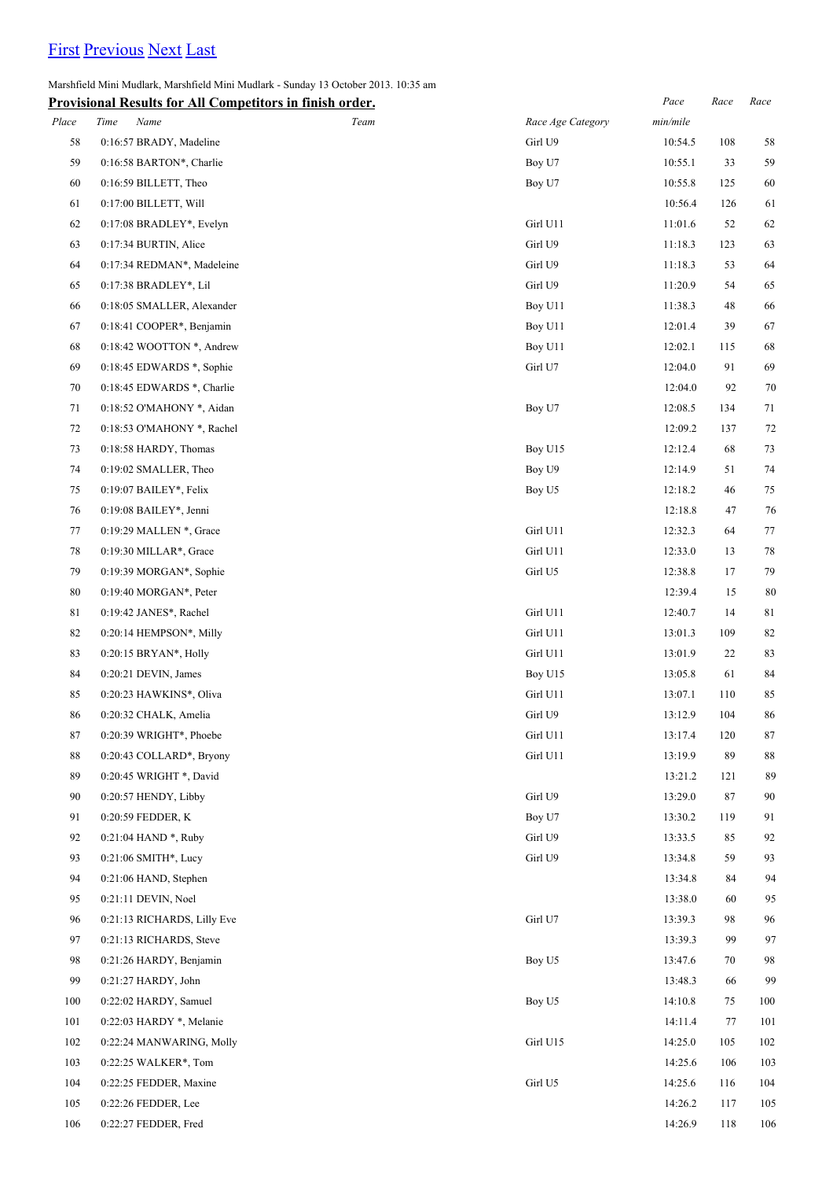[First](#) [Previous](#) [Next](#) [Last](#)

Marshfield Mini Mudlark, Marshfield Mini Mudlark - Sunday 13 October 2013. 10:35 am

**Provisional Results for All Competitors in finish order.**

| *Place* | *Time* | *Name* | *Team* | *Race Age Category* | *Pace min/mile* | *Race* | *Race* |
|---|---|---|---|---|---|---|---|
| 58 | 0:16:57 | BRADY, Madeline | | Girl U9 | 10:54.5 | 108 | 58 |
| 59 | 0:16:58 | BARTON*, Charlie | | Boy U7 | 10:55.1 | 33 | 59 |
| 60 | 0:16:59 | BILLETT, Theo | | Boy U7 | 10:55.8 | 125 | 60 |
| 61 | 0:17:00 | BILLETT, Will | | | 10:56.4 | 126 | 61 |
| 62 | 0:17:08 | BRADLEY*, Evelyn | | Girl U11 | 11:01.6 | 52 | 62 |
| 63 | 0:17:34 | BURTIN, Alice | | Girl U9 | 11:18.3 | 123 | 63 |
| 64 | 0:17:34 | REDMAN*, Madeleine | | Girl U9 | 11:18.3 | 53 | 64 |
| 65 | 0:17:38 | BRADLEY*, Lil | | Girl U9 | 11:20.9 | 54 | 65 |
| 66 | 0:18:05 | SMALLER, Alexander | | Boy U11 | 11:38.3 | 48 | 66 |
| 67 | 0:18:41 | COOPER*, Benjamin | | Boy U11 | 12:01.4 | 39 | 67 |
| 68 | 0:18:42 | WOOTTON *, Andrew | | Boy U11 | 12:02.1 | 115 | 68 |
| 69 | 0:18:45 | EDWARDS *, Sophie | | Girl U7 | 12:04.0 | 91 | 69 |
| 70 | 0:18:45 | EDWARDS *, Charlie | | | 12:04.0 | 92 | 70 |
| 71 | 0:18:52 | O'MAHONY *, Aidan | | Boy U7 | 12:08.5 | 134 | 71 |
| 72 | 0:18:53 | O'MAHONY *, Rachel | | | 12:09.2 | 137 | 72 |
| 73 | 0:18:58 | HARDY, Thomas | | Boy U15 | 12:12.4 | 68 | 73 |
| 74 | 0:19:02 | SMALLER, Theo | | Boy U9 | 12:14.9 | 51 | 74 |
| 75 | 0:19:07 | BAILEY*, Felix | | Boy U5 | 12:18.2 | 46 | 75 |
| 76 | 0:19:08 | BAILEY*, Jenni | | | 12:18.8 | 47 | 76 |
| 77 | 0:19:29 | MALLEN *, Grace | | Girl U11 | 12:32.3 | 64 | 77 |
| 78 | 0:19:30 | MILLAR*, Grace | | Girl U11 | 12:33.0 | 13 | 78 |
| 79 | 0:19:39 | MORGAN*, Sophie | | Girl U5 | 12:38.8 | 17 | 79 |
| 80 | 0:19:40 | MORGAN*, Peter | | | 12:39.4 | 15 | 80 |
| 81 | 0:19:42 | JANES*, Rachel | | Girl U11 | 12:40.7 | 14 | 81 |
| 82 | 0:20:14 | HEMPSON*, Milly | | Girl U11 | 13:01.3 | 109 | 82 |
| 83 | 0:20:15 | BRYAN*, Holly | | Girl U11 | 13:01.9 | 22 | 83 |
| 84 | 0:20:21 | DEVIN, James | | Boy U15 | 13:05.8 | 61 | 84 |
| 85 | 0:20:23 | HAWKINS*, Oliva | | Girl U11 | 13:07.1 | 110 | 85 |
| 86 | 0:20:32 | CHALK, Amelia | | Girl U9 | 13:12.9 | 104 | 86 |
| 87 | 0:20:39 | WRIGHT*, Phoebe | | Girl U11 | 13:17.4 | 120 | 87 |
| 88 | 0:20:43 | COLLARD*, Bryony | | Girl U11 | 13:19.9 | 89 | 88 |
| 89 | 0:20:45 | WRIGHT *, David | | | 13:21.2 | 121 | 89 |
| 90 | 0:20:57 | HENDY, Libby | | Girl U9 | 13:29.0 | 87 | 90 |
| 91 | 0:20:59 | FEDDER, K | | Boy U7 | 13:30.2 | 119 | 91 |
| 92 | 0:21:04 | HAND *, Ruby | | Girl U9 | 13:33.5 | 85 | 92 |
| 93 | 0:21:06 | SMITH*, Lucy | | Girl U9 | 13:34.8 | 59 | 93 |
| 94 | 0:21:06 | HAND, Stephen | | | 13:34.8 | 84 | 94 |
| 95 | 0:21:11 | DEVIN, Noel | | | 13:38.0 | 60 | 95 |
| 96 | 0:21:13 | RICHARDS, Lilly Eve | | Girl U7 | 13:39.3 | 98 | 96 |
| 97 | 0:21:13 | RICHARDS, Steve | | | 13:39.3 | 99 | 97 |
| 98 | 0:21:26 | HARDY, Benjamin | | Boy U5 | 13:47.6 | 70 | 98 |
| 99 | 0:21:27 | HARDY, John | | | 13:48.3 | 66 | 99 |
| 100 | 0:22:02 | HARDY, Samuel | | Boy U5 | 14:10.8 | 75 | 100 |
| 101 | 0:22:03 | HARDY *, Melanie | | | 14:11.4 | 77 | 101 |
| 102 | 0:22:24 | MANWARING, Molly | | Girl U15 | 14:25.0 | 105 | 102 |
| 103 | 0:22:25 | WALKER*, Tom | | | 14:25.6 | 106 | 103 |
| 104 | 0:22:25 | FEDDER, Maxine | | Girl U5 | 14:25.6 | 116 | 104 |
| 105 | 0:22:26 | FEDDER, Lee | | | 14:26.2 | 117 | 105 |
| 106 | 0:22:27 | FEDDER, Fred | | | 14:26.9 | 118 | 106 |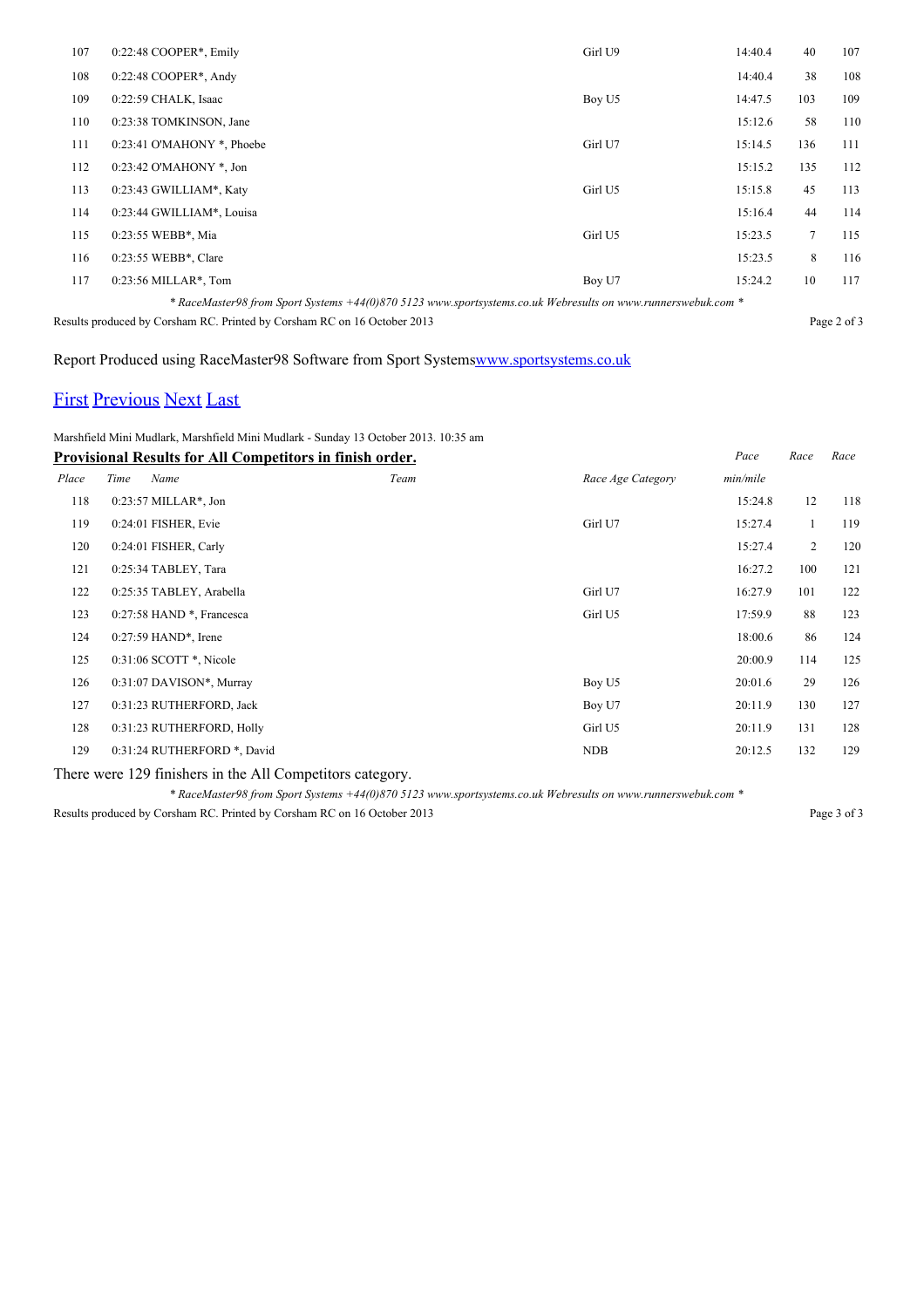| | | | | | | |
|---|---|---|---|---|---|---|
| 107 | 0:22:48 COOPER*, Emily | | Girl U9 | 14:40.4 | 40 | 107 |
| 108 | 0:22:48 COOPER*, Andy | | | 14:40.4 | 38 | 108 |
| 109 | 0:22:59 CHALK, Isaac | | Boy U5 | 14:47.5 | 103 | 109 |
| 110 | 0:23:38 TOMKINSON, Jane | | | 15:12.6 | 58 | 110 |
| 111 | 0:23:41 O'MAHONY *, Phoebe | | Girl U7 | 15:14.5 | 136 | 111 |
| 112 | 0:23:42 O'MAHONY *, Jon | | | 15:15.2 | 135 | 112 |
| 113 | 0:23:43 GWILLIAM*, Katy | | Girl U5 | 15:15.8 | 45 | 113 |
| 114 | 0:23:44 GWILLIAM*, Louisa | | | 15:16.4 | 44 | 114 |
| 115 | 0:23:55 WEBB*, Mia | | Girl U5 | 15:23.5 | 7 | 115 |
| 116 | 0:23:55 WEBB*, Clare | | | 15:23.5 | 8 | 116 |
| 117 | 0:23:56 MILLAR*, Tom | | Boy U7 | 15:24.2 | 10 | 117 |

*\* RaceMaster98 from Sport Systems +44(0)870 5123 www.sportsystems.co.uk Webresults on www.runnerswebuk.com \**

Results produced by Corsham RC. Printed by Corsham RC on 16 October 2013

Report Produced using RaceMaster98 Software from Sport Systems[www.sportsystems.co.uk](http://www.sportsystems.co.uk)

[First](#) [Previous](#) [Next](#) [Last](#)

Marshfield Mini Mudlark, Marshfield Mini Mudlark - Sunday 13 October 2013. 10:35 am

**Provisional Results for All Competitors in finish order.**

| Place | Time Name | Team | Race Age Category | Pace min/mile | Race | Race |
|---|---|---|---|---|---|---|
| 118 | 0:23:57 MILLAR*, Jon | | | 15:24.8 | 12 | 118 |
| 119 | 0:24:01 FISHER, Evie | | Girl U7 | 15:27.4 | 1 | 119 |
| 120 | 0:24:01 FISHER, Carly | | | 15:27.4 | 2 | 120 |
| 121 | 0:25:34 TABLEY, Tara | | | 16:27.2 | 100 | 121 |
| 122 | 0:25:35 TABLEY, Arabella | | Girl U7 | 16:27.9 | 101 | 122 |
| 123 | 0:27:58 HAND *, Francesca | | Girl U5 | 17:59.9 | 88 | 123 |
| 124 | 0:27:59 HAND*, Irene | | | 18:00.6 | 86 | 124 |
| 125 | 0:31:06 SCOTT *, Nicole | | | 20:00.9 | 114 | 125 |
| 126 | 0:31:07 DAVISON*, Murray | | Boy U5 | 20:01.6 | 29 | 126 |
| 127 | 0:31:23 RUTHERFORD, Jack | | Boy U7 | 20:11.9 | 130 | 127 |
| 128 | 0:31:23 RUTHERFORD, Holly | | Girl U5 | 20:11.9 | 131 | 128 |
| 129 | 0:31:24 RUTHERFORD *, David | | NDB | 20:12.5 | 132 | 129 |

There were 129 finishers in the All Competitors category.

*\* RaceMaster98 from Sport Systems +44(0)870 5123 www.sportsystems.co.uk Webresults on www.runnerswebuk.com \**

Results produced by Corsham RC. Printed by Corsham RC on 16 October 2013